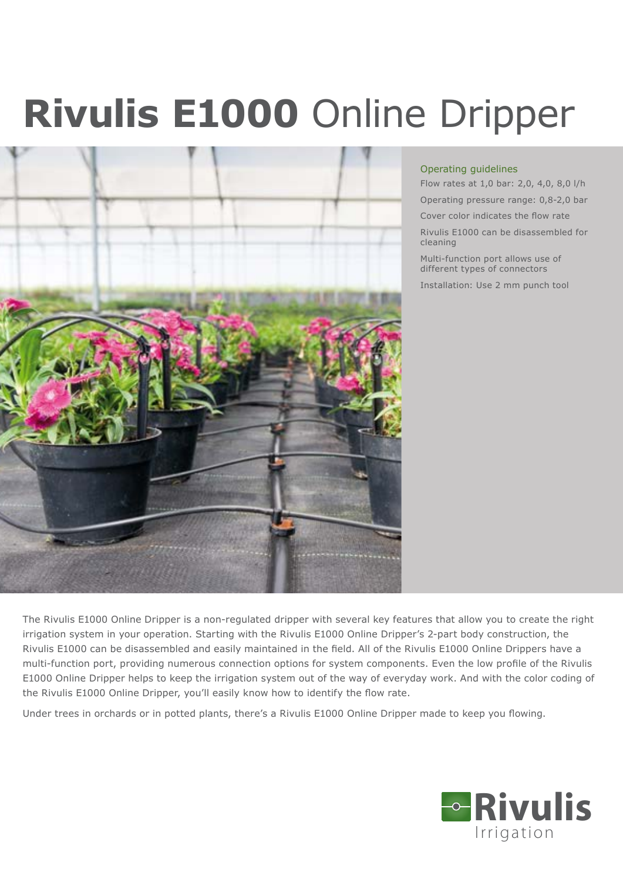# **Rivulis E1000** Online Dripper

## Operating guidelines

Flow rates at 1,0 bar: 2,0, 4,0, 8,0 l/h

Operating pressure range: 0,8-2,0 bar

Cover color indicates the flow rate

Rivulis E1000 can be disassembled for cleaning

Multi-function port allows use of different types of connectors

Installation: Use 2 mm punch tool

The Rivulis E1000 Online Dripper is a non-regulated dripper with several key features that allow you to create the right irrigation system in your operation. Starting with the Rivulis E1000 Online Dripper's 2-part body construction, the Rivulis E1000 can be disassembled and easily maintained in the field. All of the Rivulis E1000 Online Drippers have a multi-function port, providing numerous connection options for system components. Even the low profile of the Rivulis E1000 Online Dripper helps to keep the irrigation system out of the way of everyday work. And with the color coding of the Rivulis E1000 Online Dripper, you'll easily know how to identify the flow rate.

Under trees in orchards or in potted plants, there's a Rivulis E1000 Online Dripper made to keep you flowing.

Rivulis Irrigation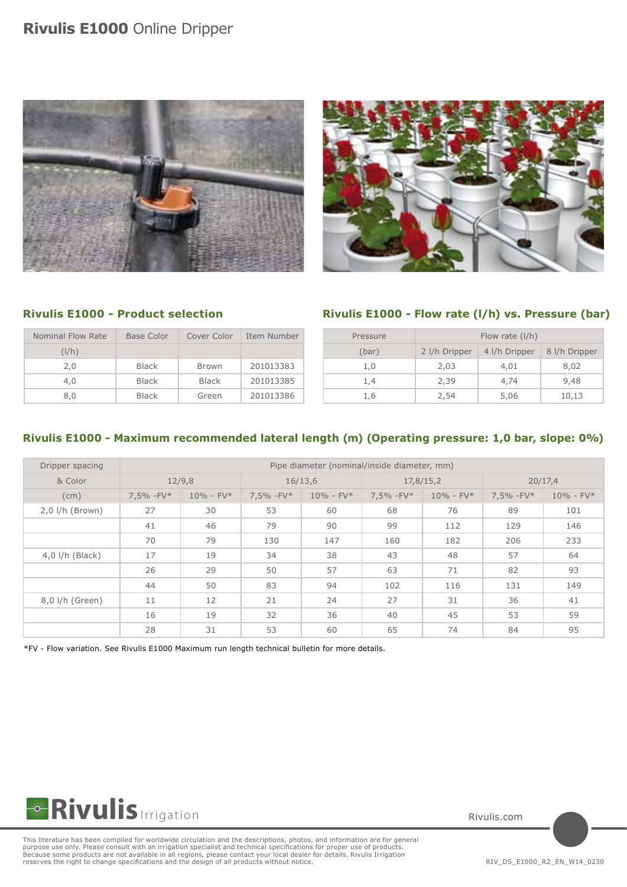# **Rivulis E1000** Online Dripper

## Rivulis E1000 - Product selection

| Nominal Flow Rate | Base Color | Cover Color | Item Number |
|---|---|---|---|
| (l/h) | | | |
| 2,0 | Black | Brown | 201013383 |
| 4,0 | Black | Black | 201013385 |
| 8,0 | Black | Green | 201013386 |

## Rivulis E1000 - Flow rate (l/h) vs. Pressure (bar)

| Pressure | Flow rate (l/h) | | |
|---|---|---|---|
| (bar) | 2 l/h Dripper | 4 l/h Dripper | 8 l/h Dripper |
| 1,0 | 2,03 | 4,01 | 8,02 |
| 1,4 | 2,39 | 4,74 | 9,48 |
| 1,6 | 2,54 | 5,06 | 10,13 |

## Rivulis E1000 - Maximum recommended lateral length (m) (Operating pressure: 1,0 bar, slope: 0%)

| Dripper spacing | Pipe diameter (nominal/inside diameter, mm) | | | | | | | |
|---|---|---|---|---|---|---|---|---|
| & Color | 12/9,8 | | 16/13,6 | | 17,8/15,2 | | 20/17,4 | |
| (cm) | 7,5% -FV* | 10% - FV* | 7,5% -FV* | 10% - FV* | 7,5% -FV* | 10% - FV* | 7,5% -FV* | 10% - FV* |
| 2,0 l/h (Brown) | 27 | 30 | 53 | 60 | 68 | 76 | 89 | 101 |
| | 41 | 46 | 79 | 90 | 99 | 112 | 129 | 146 |
| | 70 | 79 | 130 | 147 | 160 | 182 | 206 | 233 |
| 4,0 l/h (Black) | 17 | 19 | 34 | 38 | 43 | 48 | 57 | 64 |
| | 26 | 29 | 50 | 57 | 63 | 71 | 82 | 93 |
| | 44 | 50 | 83 | 94 | 102 | 116 | 131 | 149 |
| 8,0 l/h (Green) | 11 | 12 | 21 | 24 | 27 | 31 | 36 | 41 |
| | 16 | 19 | 32 | 36 | 40 | 45 | 53 | 59 |
| | 28 | 31 | 53 | 60 | 65 | 74 | 84 | 95 |

*FV - Flow variation. See Rivulis E1000 Maximum run length technical bulletin for more details.

Rivulis Irrigation

Rivulis.com

This literature has been compiled for worldwide circulation and the descriptions, photos, and information are for general purpose use only. Please consult with an irrigation specialist and technical specifications for proper use of products. Because some products are not available in all regions, please contact your local dealer for details. Rivulis Irrigation reserves the right to change specifications and the design of all products without notice.

RIV_DS_E1000_R2_EN_W14_0230